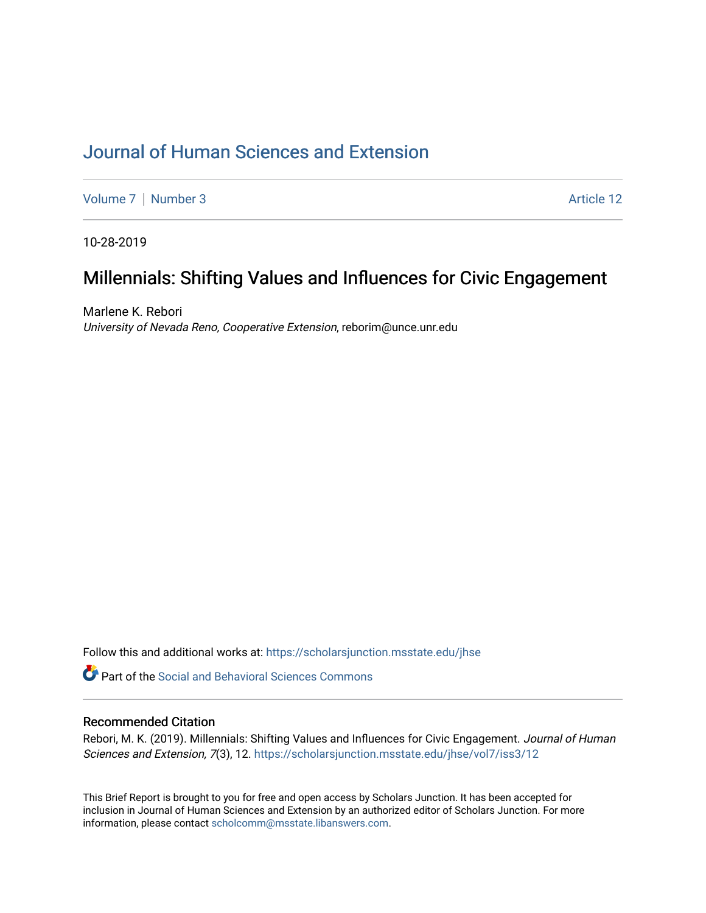# Journal of Human Sciences and Extension

Volume 7 | Number 3 Article 12

10-28-2019

## Millennials: Shifting Values and Influences for Civic Engagement

Marlene K. Rebori
*University of Nevada Reno, Cooperative Extension*, reborim@unce.unr.edu

Follow this and additional works at: https://scholarsjunction.msstate.edu/jhse

Part of the Social and Behavioral Sciences Commons

### Recommended Citation

Rebori, M. K. (2019). Millennials: Shifting Values and Influences for Civic Engagement. *Journal of Human Sciences and Extension, 7*(3), 12. https://scholarsjunction.msstate.edu/jhse/vol7/iss3/12

This Brief Report is brought to you for free and open access by Scholars Junction. It has been accepted for inclusion in Journal of Human Sciences and Extension by an authorized editor of Scholars Junction. For more information, please contact scholcomm@msstate.libanswers.com.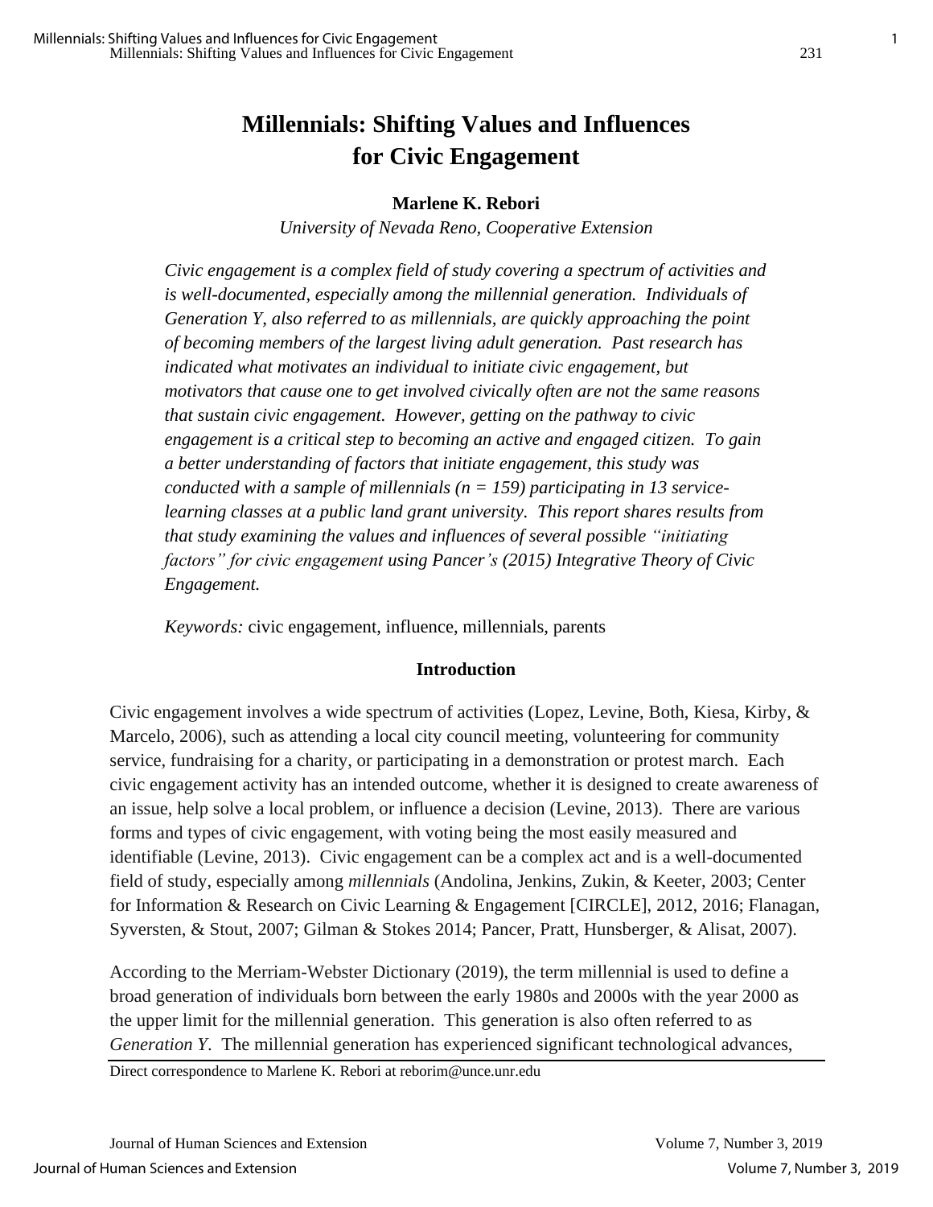// Title

# Millennials: Shifting Values and Influences for Civic Engagement

**Marlene K. Rebori**

*University of Nevada Reno, Cooperative Extension*

*Civic engagement is a complex field of study covering a spectrum of activities and is well-documented, especially among the millennial generation. Individuals of Generation Y, also referred to as millennials, are quickly approaching the point of becoming members of the largest living adult generation. Past research has indicated what motivates an individual to initiate civic engagement, but motivators that cause one to get involved civically often are not the same reasons that sustain civic engagement. However, getting on the pathway to civic engagement is a critical step to becoming an active and engaged citizen. To gain a better understanding of factors that initiate engagement, this study was conducted with a sample of millennials (n = 159) participating in 13 service-learning classes at a public land grant university. This report shares results from that study examining the values and influences of several possible "initiating factors" for civic engagement using Pancer's (2015) Integrative Theory of Civic Engagement.*

*Keywords:* civic engagement, influence, millennials, parents

## Introduction

Civic engagement involves a wide spectrum of activities (Lopez, Levine, Both, Kiesa, Kirby, & Marcelo, 2006), such as attending a local city council meeting, volunteering for community service, fundraising for a charity, or participating in a demonstration or protest march. Each civic engagement activity has an intended outcome, whether it is designed to create awareness of an issue, help solve a local problem, or influence a decision (Levine, 2013). There are various forms and types of civic engagement, with voting being the most easily measured and identifiable (Levine, 2013). Civic engagement can be a complex act and is a well-documented field of study, especially among *millennials* (Andolina, Jenkins, Zukin, & Keeter, 2003; Center for Information & Research on Civic Learning & Engagement [CIRCLE], 2012, 2016; Flanagan, Syversten, & Stout, 2007; Gilman & Stokes 2014; Pancer, Pratt, Hunsberger, & Alisat, 2007).

According to the Merriam-Webster Dictionary (2019), the term millennial is used to define a broad generation of individuals born between the early 1980s and 2000s with the year 2000 as the upper limit for the millennial generation. This generation is also often referred to as *Generation Y*. The millennial generation has experienced significant technological advances,

Direct correspondence to Marlene K. Rebori at reborim@unce.unr.edu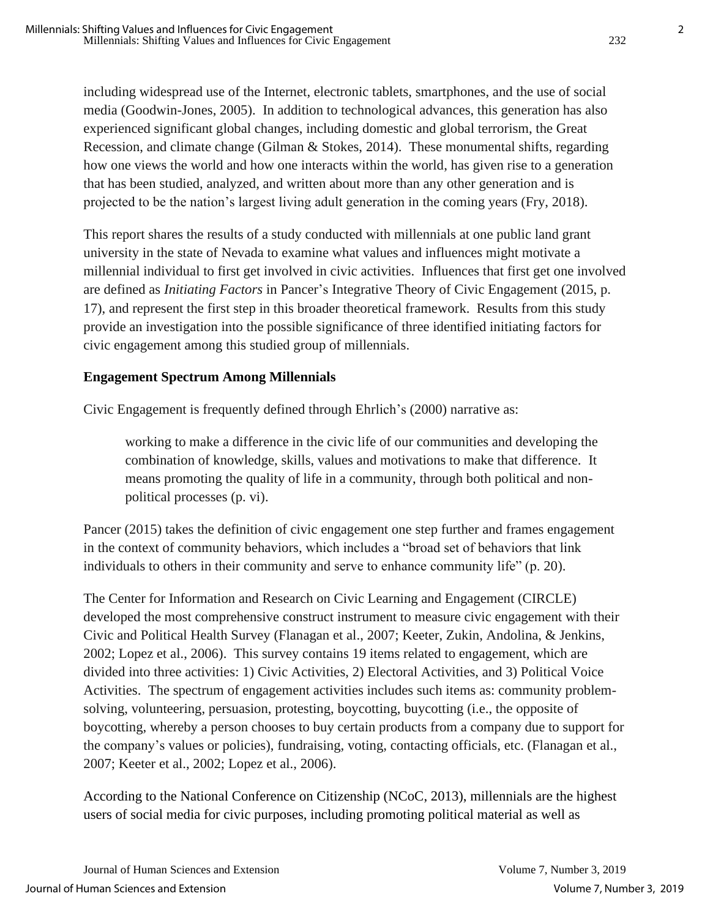including widespread use of the Internet, electronic tablets, smartphones, and the use of social media (Goodwin-Jones, 2005). In addition to technological advances, this generation has also experienced significant global changes, including domestic and global terrorism, the Great Recession, and climate change (Gilman & Stokes, 2014). These monumental shifts, regarding how one views the world and how one interacts within the world, has given rise to a generation that has been studied, analyzed, and written about more than any other generation and is projected to be the nation's largest living adult generation in the coming years (Fry, 2018).

This report shares the results of a study conducted with millennials at one public land grant university in the state of Nevada to examine what values and influences might motivate a millennial individual to first get involved in civic activities. Influences that first get one involved are defined as *Initiating Factors* in Pancer's Integrative Theory of Civic Engagement (2015, p. 17), and represent the first step in this broader theoretical framework. Results from this study provide an investigation into the possible significance of three identified initiating factors for civic engagement among this studied group of millennials.

**Engagement Spectrum Among Millennials**

Civic Engagement is frequently defined through Ehrlich's (2000) narrative as:

> working to make a difference in the civic life of our communities and developing the combination of knowledge, skills, values and motivations to make that difference. It means promoting the quality of life in a community, through both political and non-political processes (p. vi).

Pancer (2015) takes the definition of civic engagement one step further and frames engagement in the context of community behaviors, which includes a "broad set of behaviors that link individuals to others in their community and serve to enhance community life" (p. 20).

The Center for Information and Research on Civic Learning and Engagement (CIRCLE) developed the most comprehensive construct instrument to measure civic engagement with their Civic and Political Health Survey (Flanagan et al., 2007; Keeter, Zukin, Andolina, & Jenkins, 2002; Lopez et al., 2006). This survey contains 19 items related to engagement, which are divided into three activities: 1) Civic Activities, 2) Electoral Activities, and 3) Political Voice Activities. The spectrum of engagement activities includes such items as: community problem-solving, volunteering, persuasion, protesting, boycotting, buycotting (i.e., the opposite of boycotting, whereby a person chooses to buy certain products from a company due to support for the company's values or policies), fundraising, voting, contacting officials, etc. (Flanagan et al., 2007; Keeter et al., 2002; Lopez et al., 2006).

According to the National Conference on Citizenship (NCoC, 2013), millennials are the highest users of social media for civic purposes, including promoting political material as well as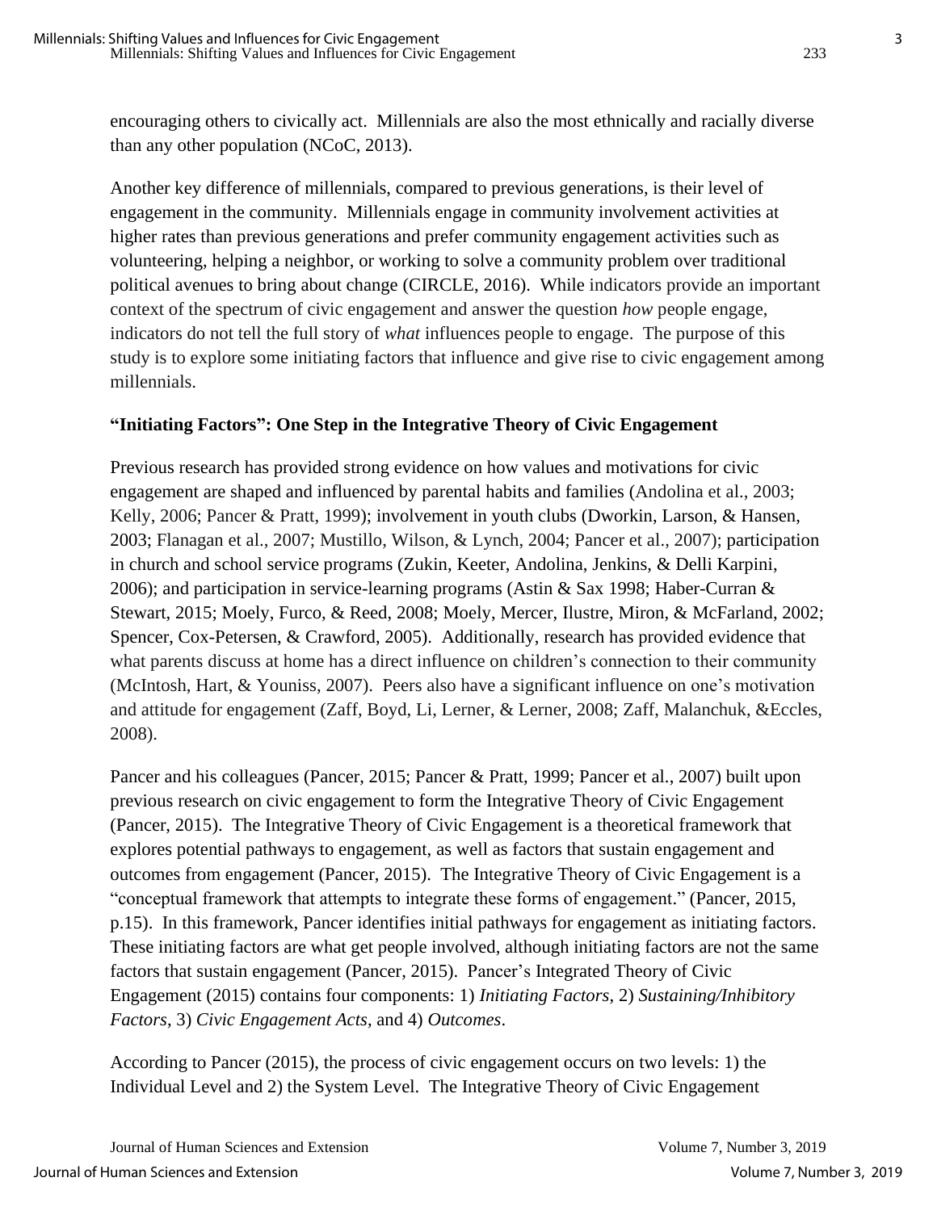encouraging others to civically act. Millennials are also the most ethnically and racially diverse than any other population (NCoC, 2013).

Another key difference of millennials, compared to previous generations, is their level of engagement in the community. Millennials engage in community involvement activities at higher rates than previous generations and prefer community engagement activities such as volunteering, helping a neighbor, or working to solve a community problem over traditional political avenues to bring about change (CIRCLE, 2016). While indicators provide an important context of the spectrum of civic engagement and answer the question *how* people engage, indicators do not tell the full story of *what* influences people to engage. The purpose of this study is to explore some initiating factors that influence and give rise to civic engagement among millennials.

## "Initiating Factors": One Step in the Integrative Theory of Civic Engagement

Previous research has provided strong evidence on how values and motivations for civic engagement are shaped and influenced by parental habits and families (Andolina et al., 2003; Kelly, 2006; Pancer & Pratt, 1999); involvement in youth clubs (Dworkin, Larson, & Hansen, 2003; Flanagan et al., 2007; Mustillo, Wilson, & Lynch, 2004; Pancer et al., 2007); participation in church and school service programs (Zukin, Keeter, Andolina, Jenkins, & Delli Karpini, 2006); and participation in service-learning programs (Astin & Sax 1998; Haber-Curran & Stewart, 2015; Moely, Furco, & Reed, 2008; Moely, Mercer, Ilustre, Miron, & McFarland, 2002; Spencer, Cox-Petersen, & Crawford, 2005). Additionally, research has provided evidence that what parents discuss at home has a direct influence on children's connection to their community (McIntosh, Hart, & Youniss, 2007). Peers also have a significant influence on one's motivation and attitude for engagement (Zaff, Boyd, Li, Lerner, & Lerner, 2008; Zaff, Malanchuk, &Eccles, 2008).

Pancer and his colleagues (Pancer, 2015; Pancer & Pratt, 1999; Pancer et al., 2007) built upon previous research on civic engagement to form the Integrative Theory of Civic Engagement (Pancer, 2015). The Integrative Theory of Civic Engagement is a theoretical framework that explores potential pathways to engagement, as well as factors that sustain engagement and outcomes from engagement (Pancer, 2015). The Integrative Theory of Civic Engagement is a "conceptual framework that attempts to integrate these forms of engagement." (Pancer, 2015, p.15). In this framework, Pancer identifies initial pathways for engagement as initiating factors. These initiating factors are what get people involved, although initiating factors are not the same factors that sustain engagement (Pancer, 2015). Pancer's Integrated Theory of Civic Engagement (2015) contains four components: 1) *Initiating Factors*, 2) *Sustaining/Inhibitory Factors*, 3) *Civic Engagement Acts*, and 4) *Outcomes*.

According to Pancer (2015), the process of civic engagement occurs on two levels: 1) the Individual Level and 2) the System Level. The Integrative Theory of Civic Engagement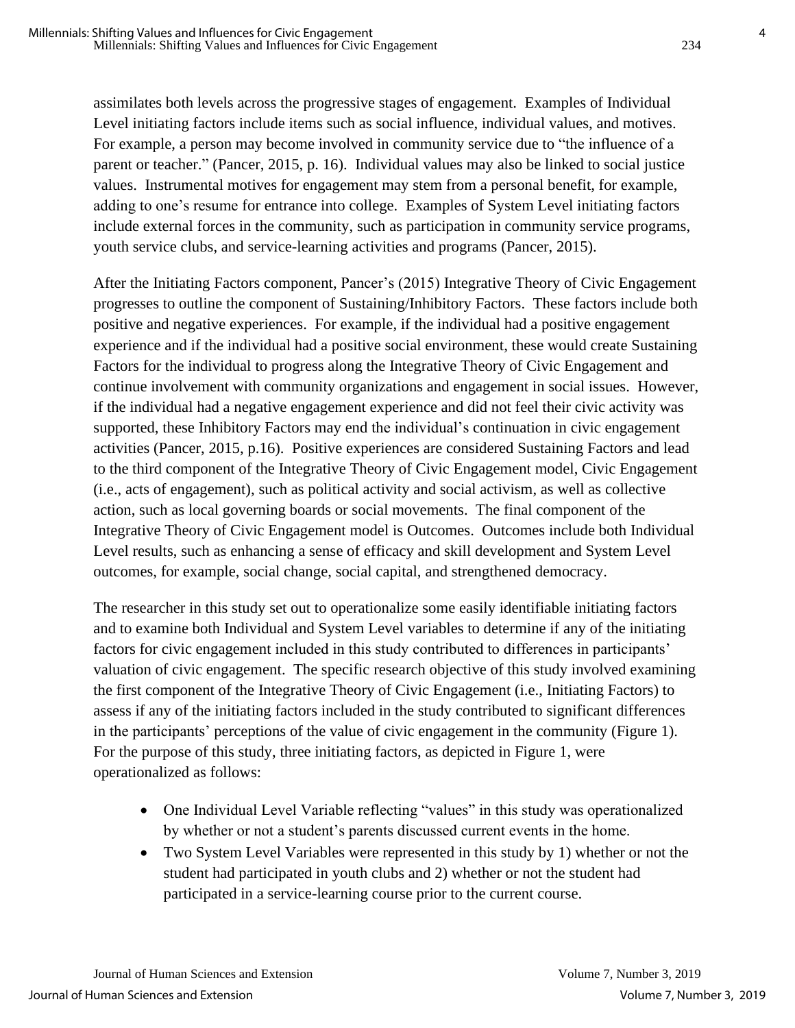assimilates both levels across the progressive stages of engagement. Examples of Individual Level initiating factors include items such as social influence, individual values, and motives. For example, a person may become involved in community service due to "the influence of a parent or teacher." (Pancer, 2015, p. 16). Individual values may also be linked to social justice values. Instrumental motives for engagement may stem from a personal benefit, for example, adding to one's resume for entrance into college. Examples of System Level initiating factors include external forces in the community, such as participation in community service programs, youth service clubs, and service-learning activities and programs (Pancer, 2015).

After the Initiating Factors component, Pancer's (2015) Integrative Theory of Civic Engagement progresses to outline the component of Sustaining/Inhibitory Factors. These factors include both positive and negative experiences. For example, if the individual had a positive engagement experience and if the individual had a positive social environment, these would create Sustaining Factors for the individual to progress along the Integrative Theory of Civic Engagement and continue involvement with community organizations and engagement in social issues. However, if the individual had a negative engagement experience and did not feel their civic activity was supported, these Inhibitory Factors may end the individual's continuation in civic engagement activities (Pancer, 2015, p.16). Positive experiences are considered Sustaining Factors and lead to the third component of the Integrative Theory of Civic Engagement model, Civic Engagement (i.e., acts of engagement), such as political activity and social activism, as well as collective action, such as local governing boards or social movements. The final component of the Integrative Theory of Civic Engagement model is Outcomes. Outcomes include both Individual Level results, such as enhancing a sense of efficacy and skill development and System Level outcomes, for example, social change, social capital, and strengthened democracy.

The researcher in this study set out to operationalize some easily identifiable initiating factors and to examine both Individual and System Level variables to determine if any of the initiating factors for civic engagement included in this study contributed to differences in participants' valuation of civic engagement. The specific research objective of this study involved examining the first component of the Integrative Theory of Civic Engagement (i.e., Initiating Factors) to assess if any of the initiating factors included in the study contributed to significant differences in the participants' perceptions of the value of civic engagement in the community (Figure 1). For the purpose of this study, three initiating factors, as depicted in Figure 1, were operationalized as follows:

- One Individual Level Variable reflecting "values" in this study was operationalized by whether or not a student's parents discussed current events in the home.
- Two System Level Variables were represented in this study by 1) whether or not the student had participated in youth clubs and 2) whether or not the student had participated in a service-learning course prior to the current course.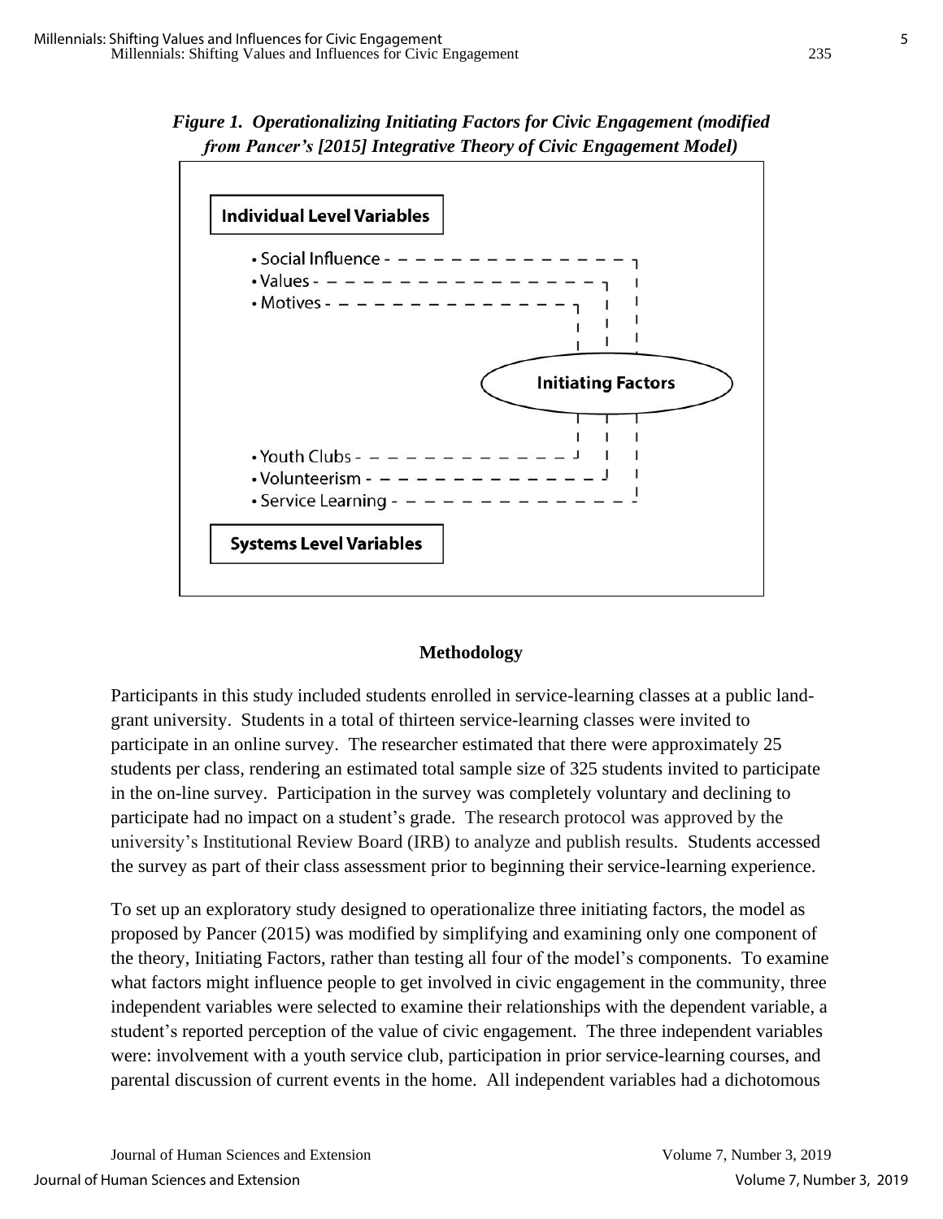***Figure 1. Operationalizing Initiating Factors for Civic Engagement (modified from Pancer's [2015] Integrative Theory of Civic Engagement Model)***

**Individual Level Variables**

- Social Influence
- Values
- Motives

**Initiating Factors**

- Youth Clubs
- Volunteerism
- Service Learning

**Systems Level Variables**

## Methodology

Participants in this study included students enrolled in service-learning classes at a public land-grant university. Students in a total of thirteen service-learning classes were invited to participate in an online survey. The researcher estimated that there were approximately 25 students per class, rendering an estimated total sample size of 325 students invited to participate in the on-line survey. Participation in the survey was completely voluntary and declining to participate had no impact on a student's grade. The research protocol was approved by the university's Institutional Review Board (IRB) to analyze and publish results. Students accessed the survey as part of their class assessment prior to beginning their service-learning experience.

To set up an exploratory study designed to operationalize three initiating factors, the model as proposed by Pancer (2015) was modified by simplifying and examining only one component of the theory, Initiating Factors, rather than testing all four of the model's components. To examine what factors might influence people to get involved in civic engagement in the community, three independent variables were selected to examine their relationships with the dependent variable, a student's reported perception of the value of civic engagement. The three independent variables were: involvement with a youth service club, participation in prior service-learning courses, and parental discussion of current events in the home. All independent variables had a dichotomous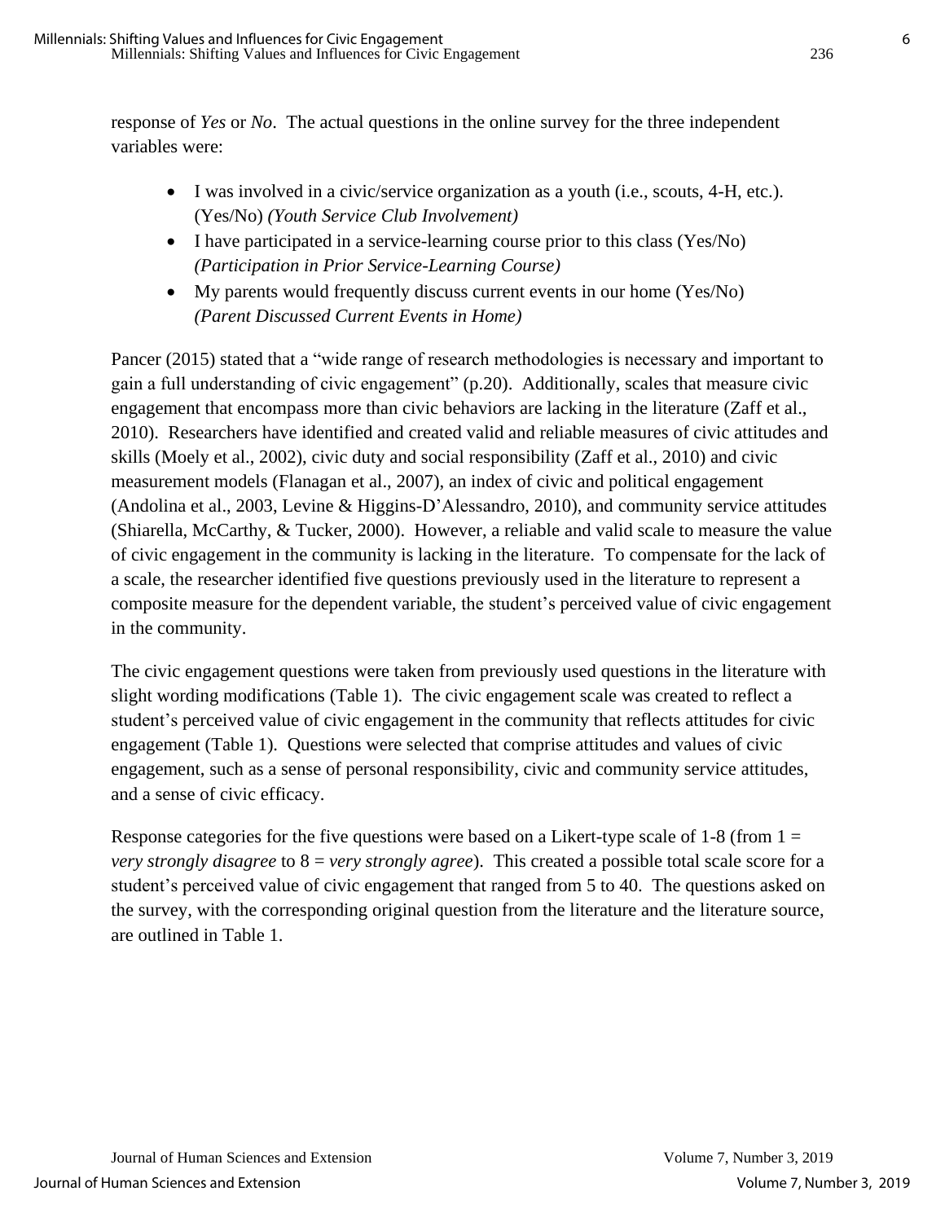response of *Yes* or *No*. The actual questions in the online survey for the three independent variables were:

- I was involved in a civic/service organization as a youth (i.e., scouts, 4-H, etc.). (Yes/No) *(Youth Service Club Involvement)*
- I have participated in a service-learning course prior to this class (Yes/No) *(Participation in Prior Service-Learning Course)*
- My parents would frequently discuss current events in our home (Yes/No) *(Parent Discussed Current Events in Home)*

Pancer (2015) stated that a "wide range of research methodologies is necessary and important to gain a full understanding of civic engagement" (p.20). Additionally, scales that measure civic engagement that encompass more than civic behaviors are lacking in the literature (Zaff et al., 2010). Researchers have identified and created valid and reliable measures of civic attitudes and skills (Moely et al., 2002), civic duty and social responsibility (Zaff et al., 2010) and civic measurement models (Flanagan et al., 2007), an index of civic and political engagement (Andolina et al., 2003, Levine & Higgins-D'Alessandro, 2010), and community service attitudes (Shiarella, McCarthy, & Tucker, 2000). However, a reliable and valid scale to measure the value of civic engagement in the community is lacking in the literature. To compensate for the lack of a scale, the researcher identified five questions previously used in the literature to represent a composite measure for the dependent variable, the student's perceived value of civic engagement in the community.

The civic engagement questions were taken from previously used questions in the literature with slight wording modifications (Table 1). The civic engagement scale was created to reflect a student's perceived value of civic engagement in the community that reflects attitudes for civic engagement (Table 1). Questions were selected that comprise attitudes and values of civic engagement, such as a sense of personal responsibility, civic and community service attitudes, and a sense of civic efficacy.

Response categories for the five questions were based on a Likert-type scale of 1-8 (from 1 = *very strongly disagree* to 8 = *very strongly agree*). This created a possible total scale score for a student's perceived value of civic engagement that ranged from 5 to 40. The questions asked on the survey, with the corresponding original question from the literature and the literature source, are outlined in Table 1.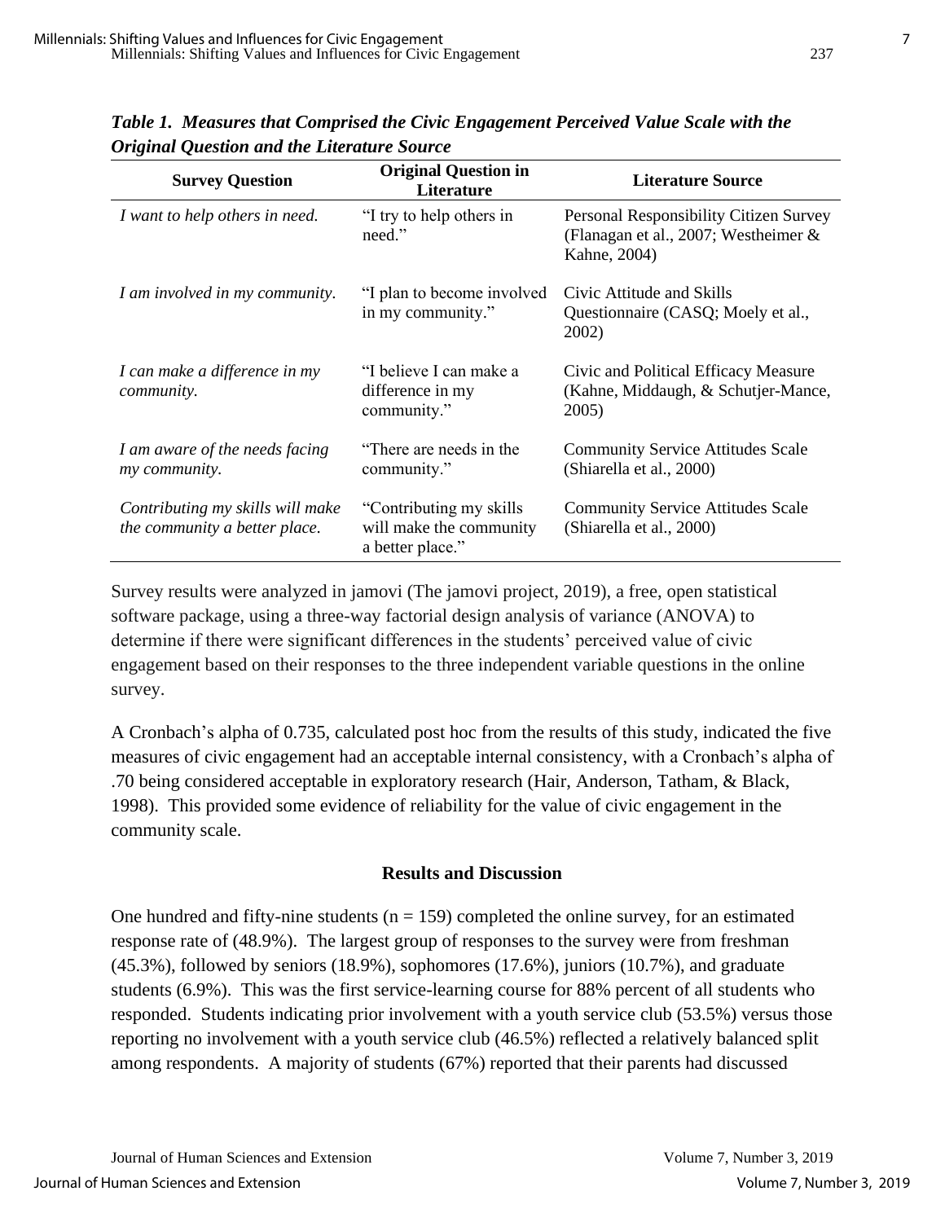***Table 1. Measures that Comprised the Civic Engagement Perceived Value Scale with the Original Question and the Literature Source***

| Survey Question | Original Question in Literature | Literature Source |
|---|---|---|
| *I want to help others in need.* | "I try to help others in need." | Personal Responsibility Citizen Survey (Flanagan et al., 2007; Westheimer & Kahne, 2004) |
| *I am involved in my community.* | "I plan to become involved in my community." | Civic Attitude and Skills Questionnaire (CASQ; Moely et al., 2002) |
| *I can make a difference in my community.* | "I believe I can make a difference in my community." | Civic and Political Efficacy Measure (Kahne, Middaugh, & Schutjer-Mance, 2005) |
| *I am aware of the needs facing my community.* | "There are needs in the community." | Community Service Attitudes Scale (Shiarella et al., 2000) |
| *Contributing my skills will make the community a better place.* | "Contributing my skills will make the community a better place." | Community Service Attitudes Scale (Shiarella et al., 2000) |

Survey results were analyzed in jamovi (The jamovi project, 2019), a free, open statistical software package, using a three-way factorial design analysis of variance (ANOVA) to determine if there were significant differences in the students' perceived value of civic engagement based on their responses to the three independent variable questions in the online survey.

A Cronbach's alpha of 0.735, calculated post hoc from the results of this study, indicated the five measures of civic engagement had an acceptable internal consistency, with a Cronbach's alpha of .70 being considered acceptable in exploratory research (Hair, Anderson, Tatham, & Black, 1998). This provided some evidence of reliability for the value of civic engagement in the community scale.

## Results and Discussion

One hundred and fifty-nine students ($n = 159$) completed the online survey, for an estimated response rate of (48.9%). The largest group of responses to the survey were from freshman (45.3%), followed by seniors (18.9%), sophomores (17.6%), juniors (10.7%), and graduate students (6.9%). This was the first service-learning course for 88% percent of all students who responded. Students indicating prior involvement with a youth service club (53.5%) versus those reporting no involvement with a youth service club (46.5%) reflected a relatively balanced split among respondents. A majority of students (67%) reported that their parents had discussed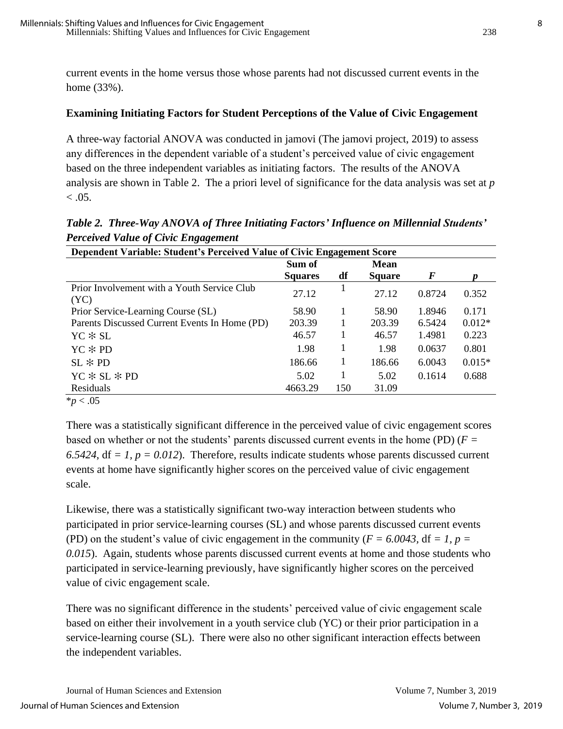current events in the home versus those whose parents had not discussed current events in the home (33%).

### Examining Initiating Factors for Student Perceptions of the Value of Civic Engagement

A three-way factorial ANOVA was conducted in jamovi (The jamovi project, 2019) to assess any differences in the dependent variable of a student's perceived value of civic engagement based on the three independent variables as initiating factors. The results of the ANOVA analysis are shown in Table 2. The a priori level of significance for the data analysis was set at $p < .05$.

***Table 2. Three-Way ANOVA of Three Initiating Factors' Influence on Millennial Students' Perceived Value of Civic Engagement***

| Dependent Variable: Student's Perceived Value of Civic Engagement Score | | | | | |
|---|---|---|---|---|---|
| | Sum of Squares | df | Mean Square | *F* | *p* |
| Prior Involvement with a Youth Service Club (YC) | 27.12 | 1 | 27.12 | 0.8724 | 0.352 |
| Prior Service-Learning Course (SL) | 58.90 | 1 | 58.90 | 1.8946 | 0.171 |
| Parents Discussed Current Events In Home (PD) | 203.39 | 1 | 203.39 | 6.5424 | 0.012* |
| YC ✻ SL | 46.57 | 1 | 46.57 | 1.4981 | 0.223 |
| YC ✻ PD | 1.98 | 1 | 1.98 | 0.0637 | 0.801 |
| SL ✻ PD | 186.66 | 1 | 186.66 | 6.0043 | 0.015* |
| YC ✻ SL ✻ PD | 5.02 | 1 | 5.02 | 0.1614 | 0.688 |
| Residuals | 4663.29 | 150 | 31.09 | | |

*$p < .05$

There was a statistically significant difference in the perceived value of civic engagement scores based on whether or not the students' parents discussed current events in the home (PD) ($F = 6.5424$, df $= 1$, $p = 0.012$). Therefore, results indicate students whose parents discussed current events at home have significantly higher scores on the perceived value of civic engagement scale.

Likewise, there was a statistically significant two-way interaction between students who participated in prior service-learning courses (SL) and whose parents discussed current events (PD) on the student's value of civic engagement in the community ($F = 6.0043$, df $= 1$, $p = 0.015$). Again, students whose parents discussed current events at home and those students who participated in service-learning previously, have significantly higher scores on the perceived value of civic engagement scale.

There was no significant difference in the students' perceived value of civic engagement scale based on either their involvement in a youth service club (YC) or their prior participation in a service-learning course (SL). There were also no other significant interaction effects between the independent variables.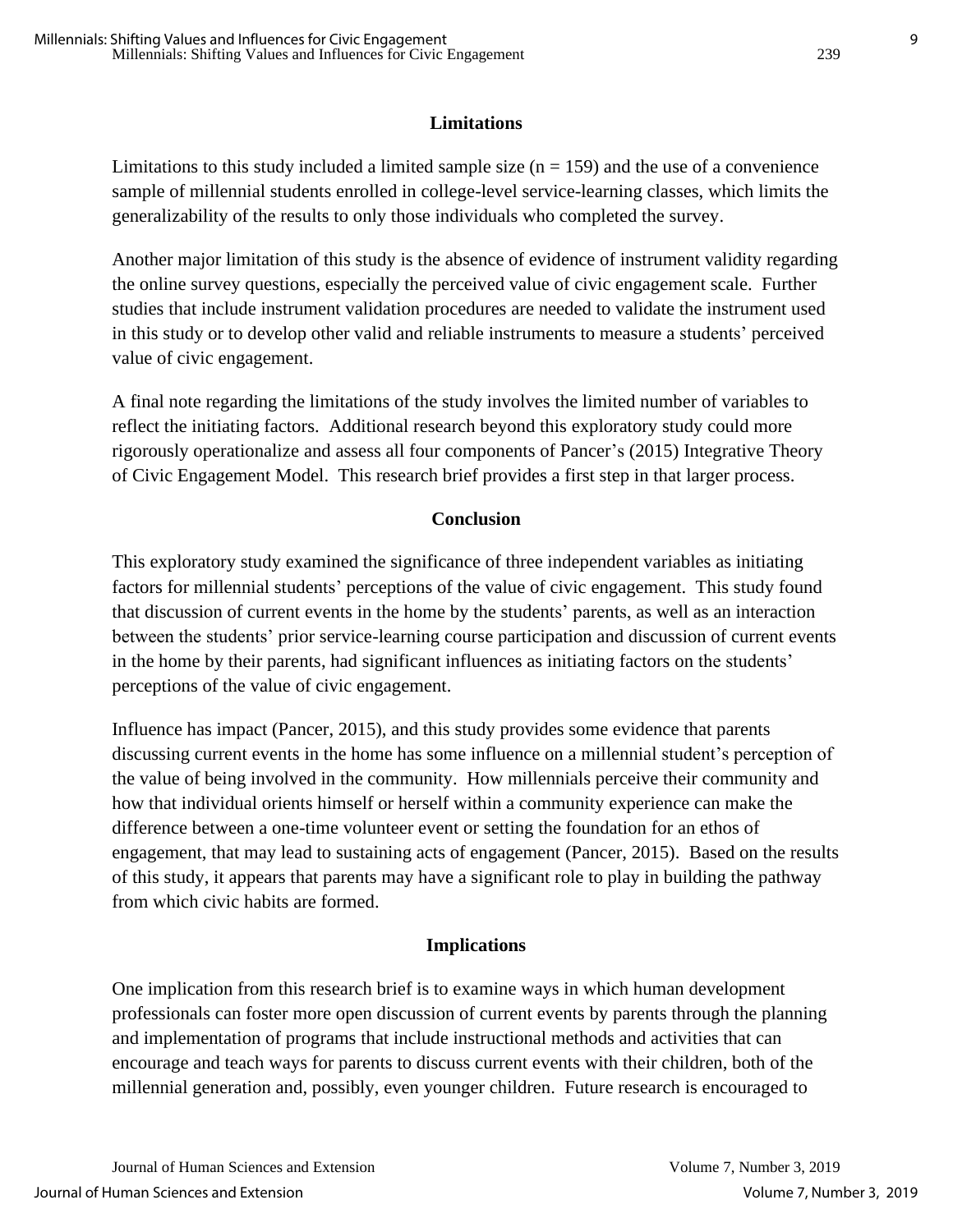## Limitations

Limitations to this study included a limited sample size ($n = 159$) and the use of a convenience sample of millennial students enrolled in college-level service-learning classes, which limits the generalizability of the results to only those individuals who completed the survey.

Another major limitation of this study is the absence of evidence of instrument validity regarding the online survey questions, especially the perceived value of civic engagement scale. Further studies that include instrument validation procedures are needed to validate the instrument used in this study or to develop other valid and reliable instruments to measure a students' perceived value of civic engagement.

A final note regarding the limitations of the study involves the limited number of variables to reflect the initiating factors. Additional research beyond this exploratory study could more rigorously operationalize and assess all four components of Pancer's (2015) Integrative Theory of Civic Engagement Model. This research brief provides a first step in that larger process.

## Conclusion

This exploratory study examined the significance of three independent variables as initiating factors for millennial students' perceptions of the value of civic engagement. This study found that discussion of current events in the home by the students' parents, as well as an interaction between the students' prior service-learning course participation and discussion of current events in the home by their parents, had significant influences as initiating factors on the students' perceptions of the value of civic engagement.

Influence has impact (Pancer, 2015), and this study provides some evidence that parents discussing current events in the home has some influence on a millennial student's perception of the value of being involved in the community. How millennials perceive their community and how that individual orients himself or herself within a community experience can make the difference between a one-time volunteer event or setting the foundation for an ethos of engagement, that may lead to sustaining acts of engagement (Pancer, 2015). Based on the results of this study, it appears that parents may have a significant role to play in building the pathway from which civic habits are formed.

## Implications

One implication from this research brief is to examine ways in which human development professionals can foster more open discussion of current events by parents through the planning and implementation of programs that include instructional methods and activities that can encourage and teach ways for parents to discuss current events with their children, both of the millennial generation and, possibly, even younger children. Future research is encouraged to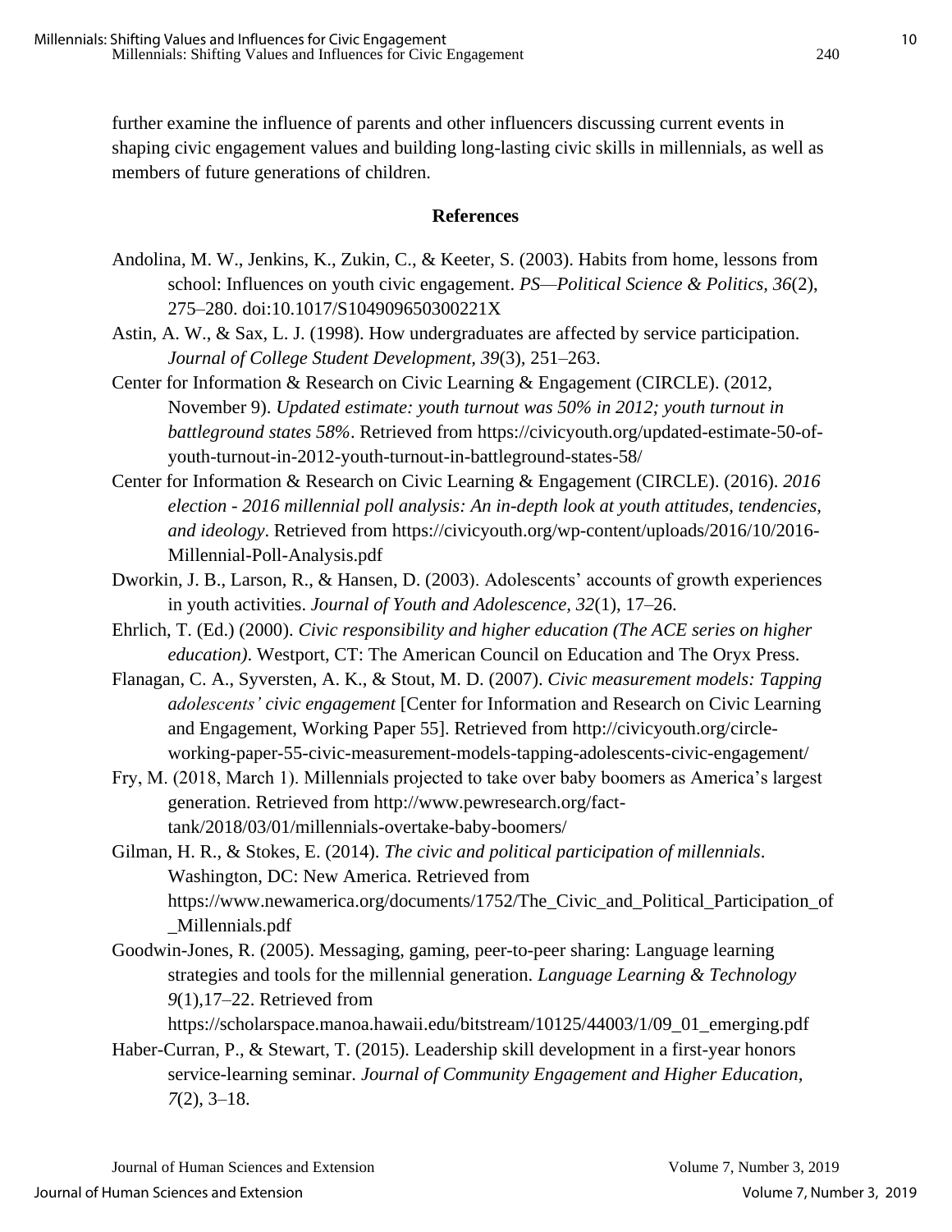further examine the influence of parents and other influencers discussing current events in shaping civic engagement values and building long-lasting civic skills in millennials, as well as members of future generations of children.

## References

Andolina, M. W., Jenkins, K., Zukin, C., & Keeter, S. (2003). Habits from home, lessons from school: Influences on youth civic engagement. *PS—Political Science & Politics, 36*(2), 275–280. doi:10.1017/S104909650300221X

Astin, A. W., & Sax, L. J. (1998). How undergraduates are affected by service participation. *Journal of College Student Development, 39*(3), 251–263.

Center for Information & Research on Civic Learning & Engagement (CIRCLE). (2012, November 9). *Updated estimate: youth turnout was 50% in 2012; youth turnout in battleground states 58%*. Retrieved from https://civicyouth.org/updated-estimate-50-of-youth-turnout-in-2012-youth-turnout-in-battleground-states-58/

Center for Information & Research on Civic Learning & Engagement (CIRCLE). (2016). *2016 election - 2016 millennial poll analysis: An in-depth look at youth attitudes, tendencies, and ideology*. Retrieved from https://civicyouth.org/wp-content/uploads/2016/10/2016-Millennial-Poll-Analysis.pdf

Dworkin, J. B., Larson, R., & Hansen, D. (2003). Adolescents' accounts of growth experiences in youth activities. *Journal of Youth and Adolescence, 32*(1), 17–26.

Ehrlich, T. (Ed.) (2000). *Civic responsibility and higher education (The ACE series on higher education)*. Westport, CT: The American Council on Education and The Oryx Press.

Flanagan, C. A., Syversten, A. K., & Stout, M. D. (2007). *Civic measurement models: Tapping adolescents' civic engagement* [Center for Information and Research on Civic Learning and Engagement, Working Paper 55]. Retrieved from http://civicyouth.org/circle-working-paper-55-civic-measurement-models-tapping-adolescents-civic-engagement/

Fry, M. (2018, March 1). Millennials projected to take over baby boomers as America's largest generation. Retrieved from http://www.pewresearch.org/fact-tank/2018/03/01/millennials-overtake-baby-boomers/

Gilman, H. R., & Stokes, E. (2014). *The civic and political participation of millennials*. Washington, DC: New America. Retrieved from https://www.newamerica.org/documents/1752/The_Civic_and_Political_Participation_of_Millennials.pdf

Goodwin-Jones, R. (2005). Messaging, gaming, peer-to-peer sharing: Language learning strategies and tools for the millennial generation. *Language Learning & Technology 9*(1),17–22. Retrieved from https://scholarspace.manoa.hawaii.edu/bitstream/10125/44003/1/09_01_emerging.pdf

Haber-Curran, P., & Stewart, T. (2015). Leadership skill development in a first-year honors service-learning seminar. *Journal of Community Engagement and Higher Education, 7*(2), 3–18.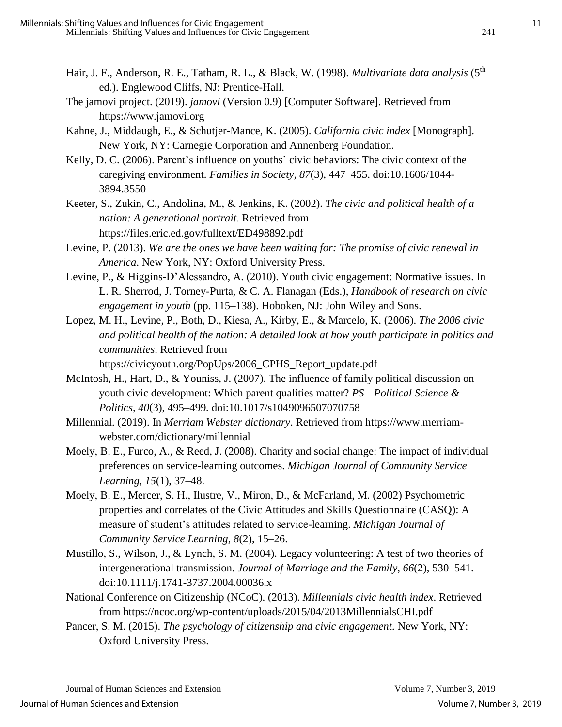Hair, J. F., Anderson, R. E., Tatham, R. L., & Black, W. (1998). *Multivariate data analysis* (5th ed.). Englewood Cliffs, NJ: Prentice-Hall.

The jamovi project. (2019). *jamovi* (Version 0.9) [Computer Software]. Retrieved from https://www.jamovi.org

Kahne, J., Middaugh, E., & Schutjer-Mance, K. (2005). *California civic index* [Monograph]. New York, NY: Carnegie Corporation and Annenberg Foundation.

Kelly, D. C. (2006). Parent's influence on youths' civic behaviors: The civic context of the caregiving environment. *Families in Society, 87*(3), 447–455. doi:10.1606/1044-3894.3550

Keeter, S., Zukin, C., Andolina, M., & Jenkins, K. (2002). *The civic and political health of a nation: A generational portrait*. Retrieved from https://files.eric.ed.gov/fulltext/ED498892.pdf

Levine, P. (2013). *We are the ones we have been waiting for: The promise of civic renewal in America*. New York, NY: Oxford University Press.

Levine, P., & Higgins-D'Alessandro, A. (2010). Youth civic engagement: Normative issues. In L. R. Sherrod, J. Torney-Purta, & C. A. Flanagan (Eds.), *Handbook of research on civic engagement in youth* (pp. 115–138). Hoboken, NJ: John Wiley and Sons.

Lopez, M. H., Levine, P., Both, D., Kiesa, A., Kirby, E., & Marcelo, K. (2006). *The 2006 civic and political health of the nation: A detailed look at how youth participate in politics and communities*. Retrieved from https://civicyouth.org/PopUps/2006_CPHS_Report_update.pdf

McIntosh, H., Hart, D., & Youniss, J. (2007). The influence of family political discussion on youth civic development: Which parent qualities matter? *PS—Political Science & Politics, 40*(3), 495–499. doi:10.1017/s1049096507070758

Millennial. (2019). In *Merriam Webster dictionary*. Retrieved from https://www.merriam-webster.com/dictionary/millennial

Moely, B. E., Furco, A., & Reed, J. (2008). Charity and social change: The impact of individual preferences on service-learning outcomes. *Michigan Journal of Community Service Learning, 15*(1), 37–48.

Moely, B. E., Mercer, S. H., Ilustre, V., Miron, D., & McFarland, M. (2002) Psychometric properties and correlates of the Civic Attitudes and Skills Questionnaire (CASQ): A measure of student's attitudes related to service-learning. *Michigan Journal of Community Service Learning, 8*(2), 15–26.

Mustillo, S., Wilson, J., & Lynch, S. M. (2004). Legacy volunteering: A test of two theories of intergenerational transmission. *Journal of Marriage and the Family, 66*(2), 530–541. doi:10.1111/j.1741-3737.2004.00036.x

National Conference on Citizenship (NCoC). (2013). *Millennials civic health index*. Retrieved from https://ncoc.org/wp-content/uploads/2015/04/2013MillennialsCHI.pdf

Pancer, S. M. (2015). *The psychology of citizenship and civic engagement*. New York, NY: Oxford University Press.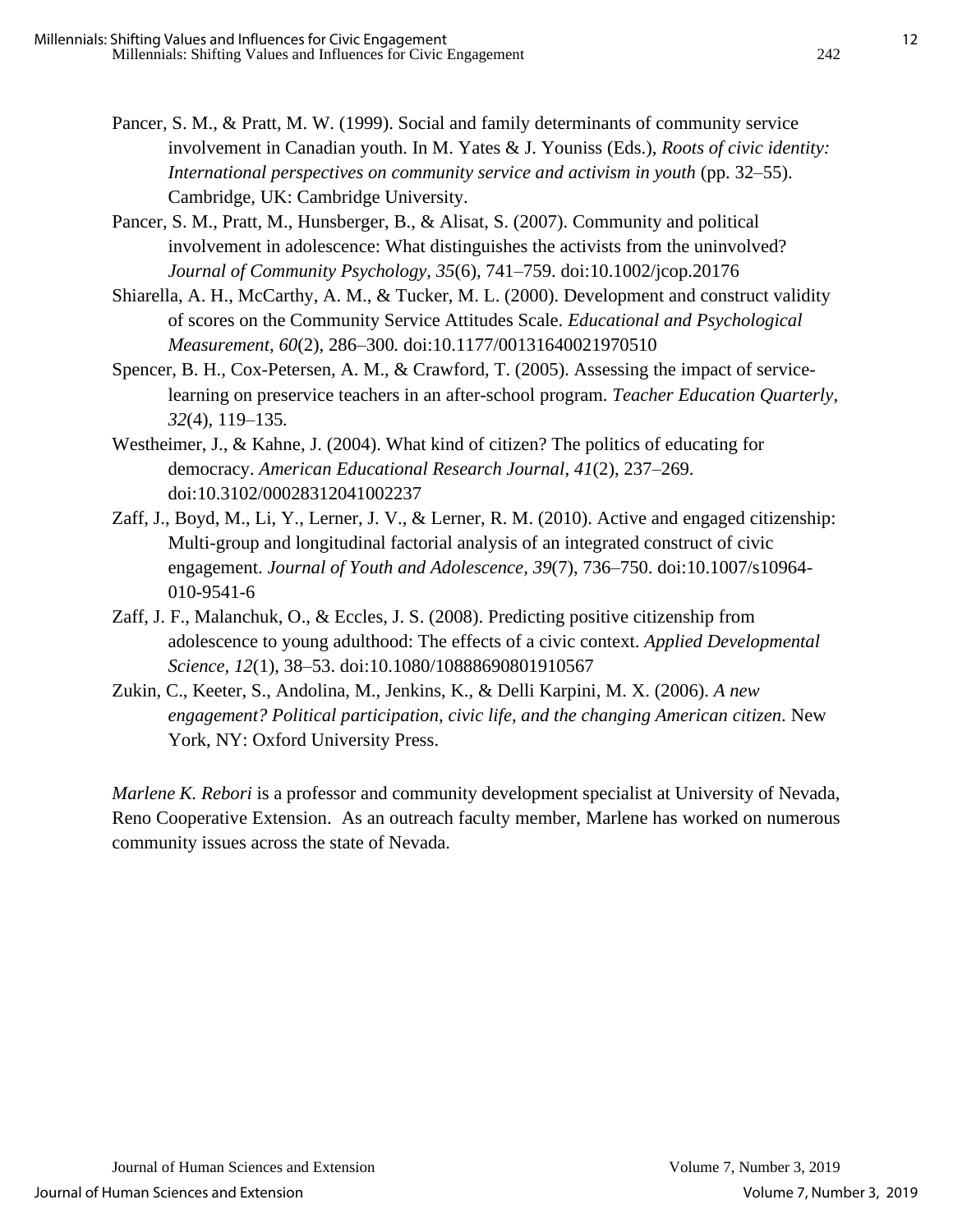Pancer, S. M., & Pratt, M. W. (1999). Social and family determinants of community service involvement in Canadian youth. In M. Yates & J. Youniss (Eds.), *Roots of civic identity: International perspectives on community service and activism in youth* (pp. 32–55). Cambridge, UK: Cambridge University.

Pancer, S. M., Pratt, M., Hunsberger, B., & Alisat, S. (2007). Community and political involvement in adolescence: What distinguishes the activists from the uninvolved? *Journal of Community Psychology, 35*(6), 741–759. doi:10.1002/jcop.20176

Shiarella, A. H., McCarthy, A. M., & Tucker, M. L. (2000). Development and construct validity of scores on the Community Service Attitudes Scale. *Educational and Psychological Measurement, 60*(2), 286–300. doi:10.1177/00131640021970510

Spencer, B. H., Cox-Petersen, A. M., & Crawford, T. (2005). Assessing the impact of service-learning on preservice teachers in an after-school program. *Teacher Education Quarterly*, *32*(4), 119–135.

Westheimer, J., & Kahne, J. (2004). What kind of citizen? The politics of educating for democracy. *American Educational Research Journal*, *41*(2), 237–269. doi:10.3102/00028312041002237

Zaff, J., Boyd, M., Li, Y., Lerner, J. V., & Lerner, R. M. (2010). Active and engaged citizenship: Multi-group and longitudinal factorial analysis of an integrated construct of civic engagement. *Journal of Youth and Adolescence, 39*(7), 736–750. doi:10.1007/s10964-010-9541-6

Zaff, J. F., Malanchuk, O., & Eccles, J. S. (2008). Predicting positive citizenship from adolescence to young adulthood: The effects of a civic context. *Applied Developmental Science, 12*(1), 38–53. doi:10.1080/10888690801910567

Zukin, C., Keeter, S., Andolina, M., Jenkins, K., & Delli Karpini, M. X. (2006). *A new engagement? Political participation, civic life, and the changing American citizen.* New York, NY: Oxford University Press.

*Marlene K. Rebori* is a professor and community development specialist at University of Nevada, Reno Cooperative Extension. As an outreach faculty member, Marlene has worked on numerous community issues across the state of Nevada.